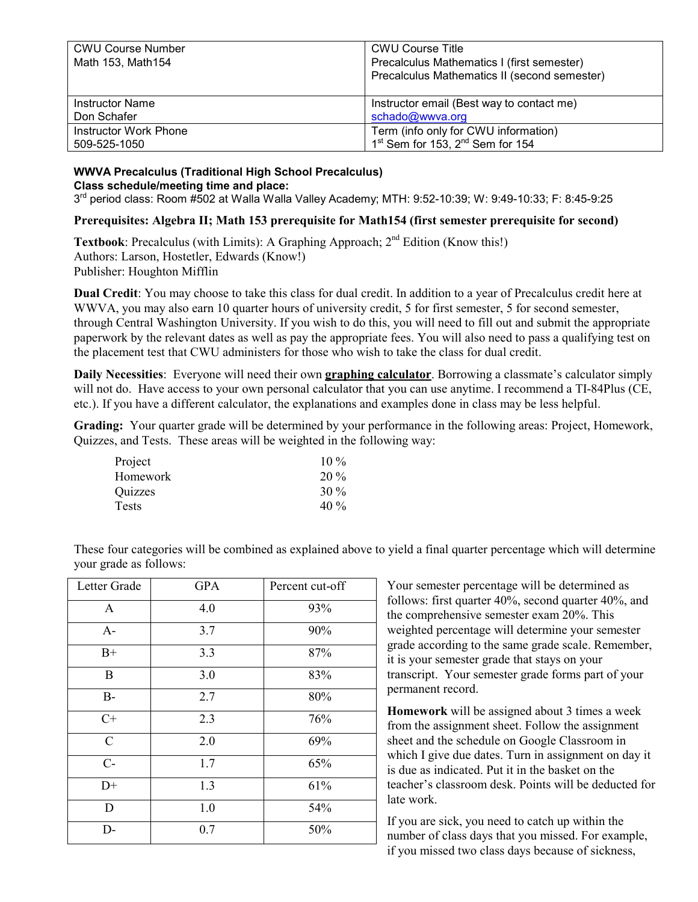| | |
|---|---|
| CWU Course Number<br>Math 153, Math154 | CWU Course Title<br>Precalculus Mathematics I (first semester)<br>Precalculus Mathematics II (second semester) |
| Instructor Name<br>Don Schafer | Instructor email (Best way to contact me)<br>schado@wwva.org |
| Instructor Work Phone<br>509-525-1050 | Term (info only for CWU information)<br>1st Sem for 153, 2nd Sem for 154 |

**WWVA Precalculus (Traditional High School Precalculus)**
**Class schedule/meeting time and place:**
3rd period class: Room #502 at Walla Walla Valley Academy; MTH: 9:52-10:39; W: 9:49-10:33; F: 8:45-9:25

**Prerequisites: Algebra II; Math 153 prerequisite for Math154 (first semester prerequisite for second)**

**Textbook**: Precalculus (with Limits): A Graphing Approach; 2nd Edition (Know this!)
Authors: Larson, Hostetler, Edwards (Know!)
Publisher: Houghton Mifflin

**Dual Credit**: You may choose to take this class for dual credit. In addition to a year of Precalculus credit here at WWVA, you may also earn 10 quarter hours of university credit, 5 for first semester, 5 for second semester, through Central Washington University. If you wish to do this, you will need to fill out and submit the appropriate paperwork by the relevant dates as well as pay the appropriate fees. You will also need to pass a qualifying test on the placement test that CWU administers for those who wish to take the class for dual credit.

**Daily Necessities**: Everyone will need their own **graphing calculator**. Borrowing a classmate's calculator simply will not do. Have access to your own personal calculator that you can use anytime. I recommend a TI-84Plus (CE, etc.). If you have a different calculator, the explanations and examples done in class may be less helpful.

**Grading:** Your quarter grade will be determined by your performance in the following areas: Project, Homework, Quizzes, and Tests. These areas will be weighted in the following way:

| | |
|---|---|
| Project | 10 % |
| Homework | 20 % |
| Quizzes | 30 % |
| Tests | 40 % |

These four categories will be combined as explained above to yield a final quarter percentage which will determine your grade as follows:

| Letter Grade | GPA | Percent cut-off |
|---|---|---|
| A | 4.0 | 93% |
| A- | 3.7 | 90% |
| B+ | 3.3 | 87% |
| B | 3.0 | 83% |
| B- | 2.7 | 80% |
| C+ | 2.3 | 76% |
| C | 2.0 | 69% |
| C- | 1.7 | 65% |
| D+ | 1.3 | 61% |
| D | 1.0 | 54% |
| D- | 0.7 | 50% |

Your semester percentage will be determined as follows: first quarter 40%, second quarter 40%, and the comprehensive semester exam 20%. This weighted percentage will determine your semester grade according to the same grade scale. Remember, it is your semester grade that stays on your transcript. Your semester grade forms part of your permanent record.

**Homework** will be assigned about 3 times a week from the assignment sheet. Follow the assignment sheet and the schedule on Google Classroom in which I give due dates. Turn in assignment on day it is due as indicated. Put it in the basket on the teacher's classroom desk. Points will be deducted for late work.

If you are sick, you need to catch up within the number of class days that you missed. For example, if you missed two class days because of sickness,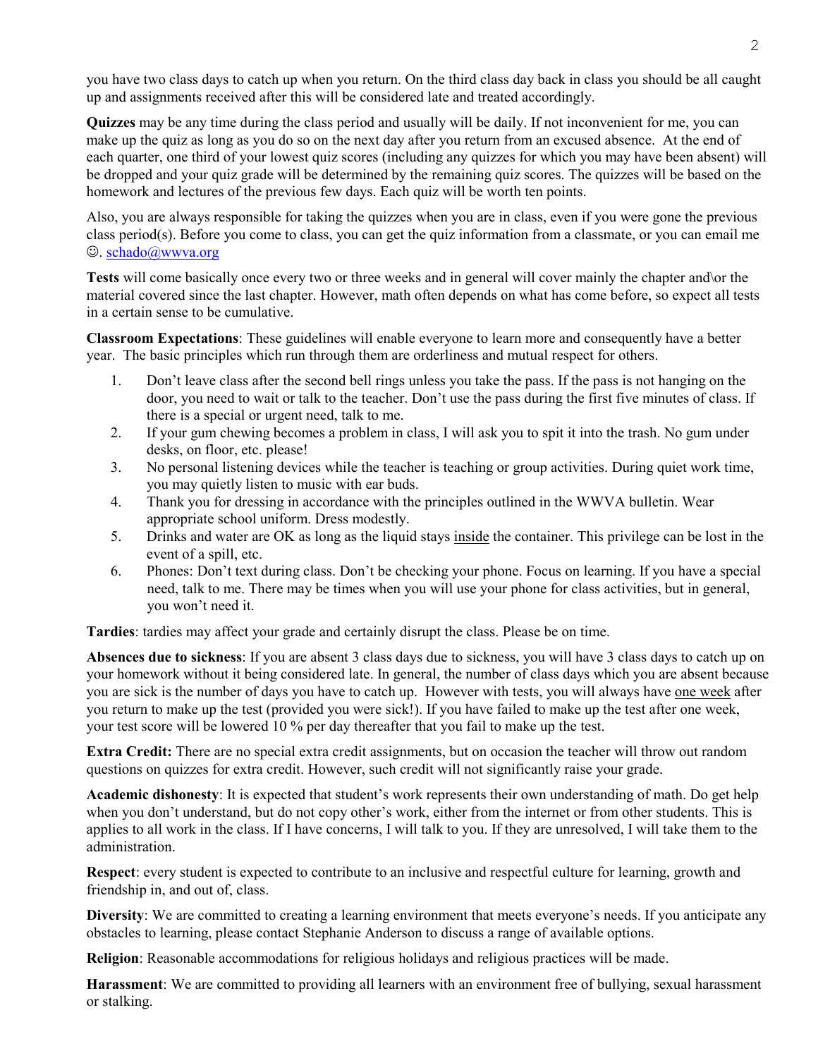you have two class days to catch up when you return. On the third class day back in class you should be all caught up and assignments received after this will be considered late and treated accordingly.

**Quizzes** may be any time during the class period and usually will be daily. If not inconvenient for me, you can make up the quiz as long as you do so on the next day after you return from an excused absence. At the end of each quarter, one third of your lowest quiz scores (including any quizzes for which you may have been absent) will be dropped and your quiz grade will be determined by the remaining quiz scores. The quizzes will be based on the homework and lectures of the previous few days. Each quiz will be worth ten points.

Also, you are always responsible for taking the quizzes when you are in class, even if you were gone the previous class period(s). Before you come to class, you can get the quiz information from a classmate, or you can email me ☺. schado@wwva.org

**Tests** will come basically once every two or three weeks and in general will cover mainly the chapter and\or the material covered since the last chapter. However, math often depends on what has come before, so expect all tests in a certain sense to be cumulative.

**Classroom Expectations**: These guidelines will enable everyone to learn more and consequently have a better year. The basic principles which run through them are orderliness and mutual respect for others.

1. Don't leave class after the second bell rings unless you take the pass. If the pass is not hanging on the door, you need to wait or talk to the teacher. Don't use the pass during the first five minutes of class. If there is a special or urgent need, talk to me.
2. If your gum chewing becomes a problem in class, I will ask you to spit it into the trash. No gum under desks, on floor, etc. please!
3. No personal listening devices while the teacher is teaching or group activities. During quiet work time, you may quietly listen to music with ear buds.
4. Thank you for dressing in accordance with the principles outlined in the WWVA bulletin. Wear appropriate school uniform. Dress modestly.
5. Drinks and water are OK as long as the liquid stays <u>inside</u> the container. This privilege can be lost in the event of a spill, etc.
6. Phones: Don't text during class. Don't be checking your phone. Focus on learning. If you have a special need, talk to me. There may be times when you will use your phone for class activities, but in general, you won't need it.

**Tardies**: tardies may affect your grade and certainly disrupt the class. Please be on time.

**Absences due to sickness**: If you are absent 3 class days due to sickness, you will have 3 class days to catch up on your homework without it being considered late. In general, the number of class days which you are absent because you are sick is the number of days you have to catch up. However with tests, you will always have <u>one week</u> after you return to make up the test (provided you were sick!). If you have failed to make up the test after one week, your test score will be lowered 10 % per day thereafter that you fail to make up the test.

**Extra Credit:** There are no special extra credit assignments, but on occasion the teacher will throw out random questions on quizzes for extra credit. However, such credit will not significantly raise your grade.

**Academic dishonesty**: It is expected that student's work represents their own understanding of math. Do get help when you don't understand, but do not copy other's work, either from the internet or from other students. This is applies to all work in the class. If I have concerns, I will talk to you. If they are unresolved, I will take them to the administration.

**Respect**: every student is expected to contribute to an inclusive and respectful culture for learning, growth and friendship in, and out of, class.

**Diversity**: We are committed to creating a learning environment that meets everyone's needs. If you anticipate any obstacles to learning, please contact Stephanie Anderson to discuss a range of available options.

**Religion**: Reasonable accommodations for religious holidays and religious practices will be made.

**Harassment**: We are committed to providing all learners with an environment free of bullying, sexual harassment or stalking.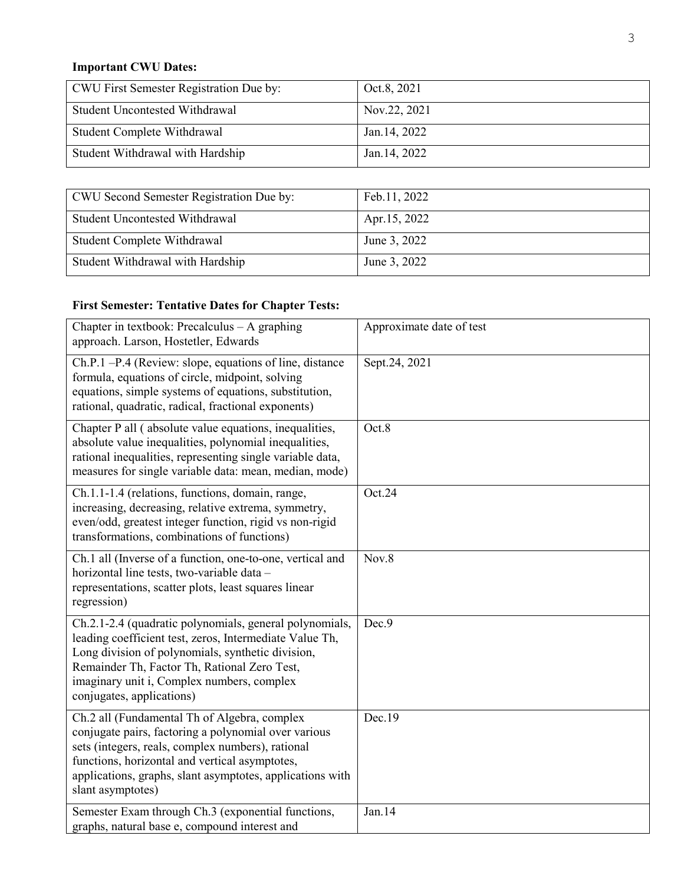**Important CWU Dates:**

| CWU First Semester Registration Due by: | Oct.8, 2021 |
|---|---|
| Student Uncontested Withdrawal | Nov.22, 2021 |
| Student Complete Withdrawal | Jan.14, 2022 |
| Student Withdrawal with Hardship | Jan.14, 2022 |

| CWU Second Semester Registration Due by: | Feb.11, 2022 |
|---|---|
| Student Uncontested Withdrawal | Apr.15, 2022 |
| Student Complete Withdrawal | June 3, 2022 |
| Student Withdrawal with Hardship | June 3, 2022 |

**First Semester: Tentative Dates for Chapter Tests:**

| Chapter in textbook: Precalculus – A graphing approach. Larson, Hostetler, Edwards | Approximate date of test |
|---|---|
| Ch.P.1 –P.4 (Review: slope, equations of line, distance formula, equations of circle, midpoint, solving equations, simple systems of equations, substitution, rational, quadratic, radical, fractional exponents) | Sept.24, 2021 |
| Chapter P all ( absolute value equations, inequalities, absolute value inequalities, polynomial inequalities, rational inequalities, representing single variable data, measures for single variable data: mean, median, mode) | Oct.8 |
| Ch.1.1-1.4 (relations, functions, domain, range, increasing, decreasing, relative extrema, symmetry, even/odd, greatest integer function, rigid vs non-rigid transformations, combinations of functions) | Oct.24 |
| Ch.1 all (Inverse of a function, one-to-one, vertical and horizontal line tests, two-variable data – representations, scatter plots, least squares linear regression) | Nov.8 |
| Ch.2.1-2.4 (quadratic polynomials, general polynomials, leading coefficient test, zeros, Intermediate Value Th, Long division of polynomials, synthetic division, Remainder Th, Factor Th, Rational Zero Test, imaginary unit i, Complex numbers, complex conjugates, applications) | Dec.9 |
| Ch.2 all (Fundamental Th of Algebra, complex conjugate pairs, factoring a polynomial over various sets (integers, reals, complex numbers), rational functions, horizontal and vertical asymptotes, applications, graphs, slant asymptotes, applications with slant asymptotes) | Dec.19 |
| Semester Exam through Ch.3 (exponential functions, graphs, natural base e, compound interest and | Jan.14 |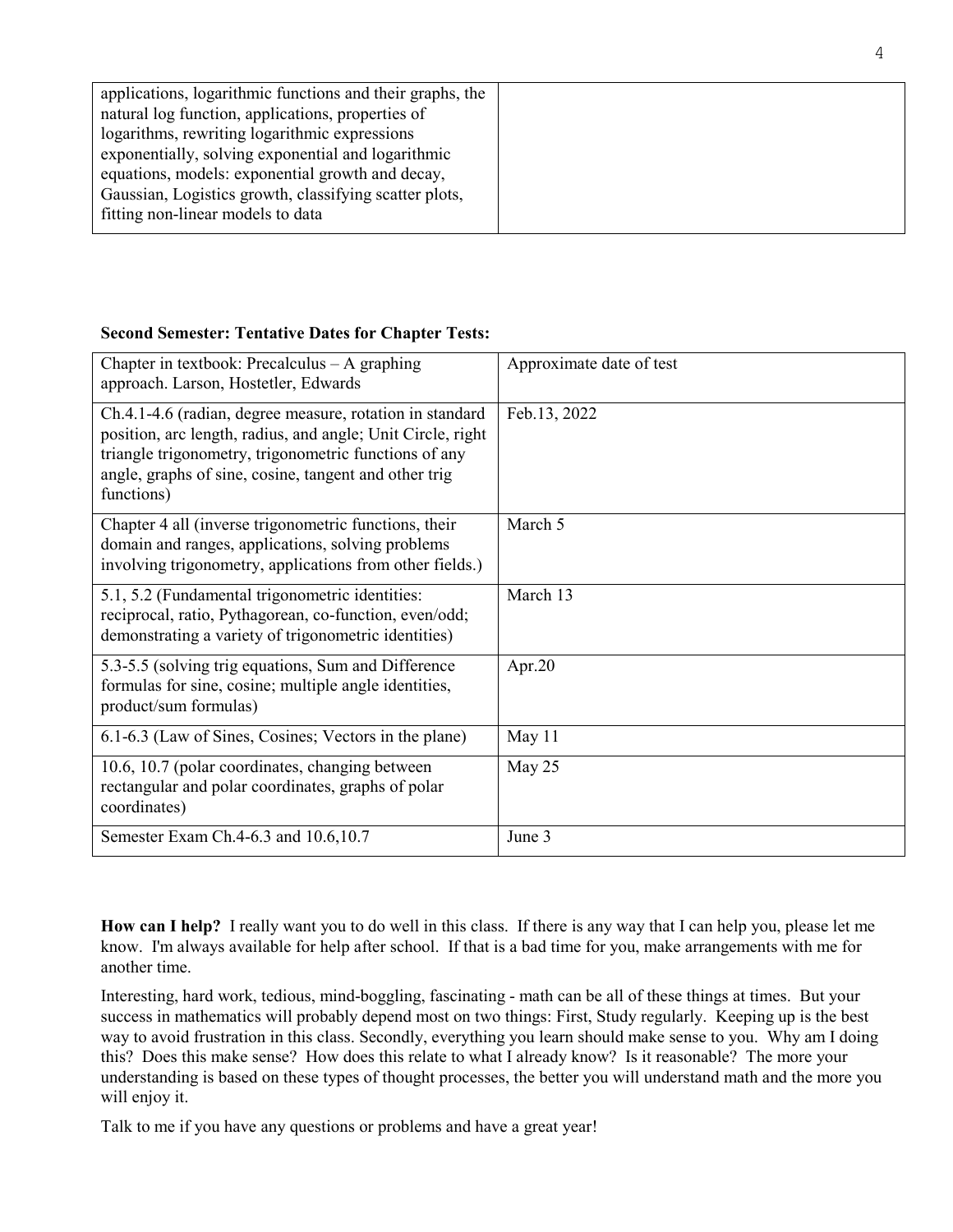| | |
|---|---|
| applications, logarithmic functions and their graphs, the natural log function, applications, properties of logarithms, rewriting logarithmic expressions exponentially, solving exponential and logarithmic equations, models: exponential growth and decay, Gaussian, Logistics growth, classifying scatter plots, fitting non-linear models to data | |

**Second Semester: Tentative Dates for Chapter Tests:**

| Chapter in textbook: Precalculus – A graphing approach. Larson, Hostetler, Edwards | Approximate date of test |
|---|---|
| Ch.4.1-4.6 (radian, degree measure, rotation in standard position, arc length, radius, and angle; Unit Circle, right triangle trigonometry, trigonometric functions of any angle, graphs of sine, cosine, tangent and other trig functions) | Feb.13, 2022 |
| Chapter 4 all (inverse trigonometric functions, their domain and ranges, applications, solving problems involving trigonometry, applications from other fields.) | March 5 |
| 5.1, 5.2 (Fundamental trigonometric identities: reciprocal, ratio, Pythagorean, co-function, even/odd; demonstrating a variety of trigonometric identities) | March 13 |
| 5.3-5.5 (solving trig equations, Sum and Difference formulas for sine, cosine; multiple angle identities, product/sum formulas) | Apr.20 |
| 6.1-6.3 (Law of Sines, Cosines; Vectors in the plane) | May 11 |
| 10.6, 10.7 (polar coordinates, changing between rectangular and polar coordinates, graphs of polar coordinates) | May 25 |
| Semester Exam Ch.4-6.3 and 10.6,10.7 | June 3 |

**How can I help?** I really want you to do well in this class. If there is any way that I can help you, please let me know. I'm always available for help after school. If that is a bad time for you, make arrangements with me for another time.

Interesting, hard work, tedious, mind-boggling, fascinating - math can be all of these things at times. But your success in mathematics will probably depend most on two things: First, Study regularly. Keeping up is the best way to avoid frustration in this class. Secondly, everything you learn should make sense to you. Why am I doing this? Does this make sense? How does this relate to what I already know? Is it reasonable? The more your understanding is based on these types of thought processes, the better you will understand math and the more you will enjoy it.

Talk to me if you have any questions or problems and have a great year!